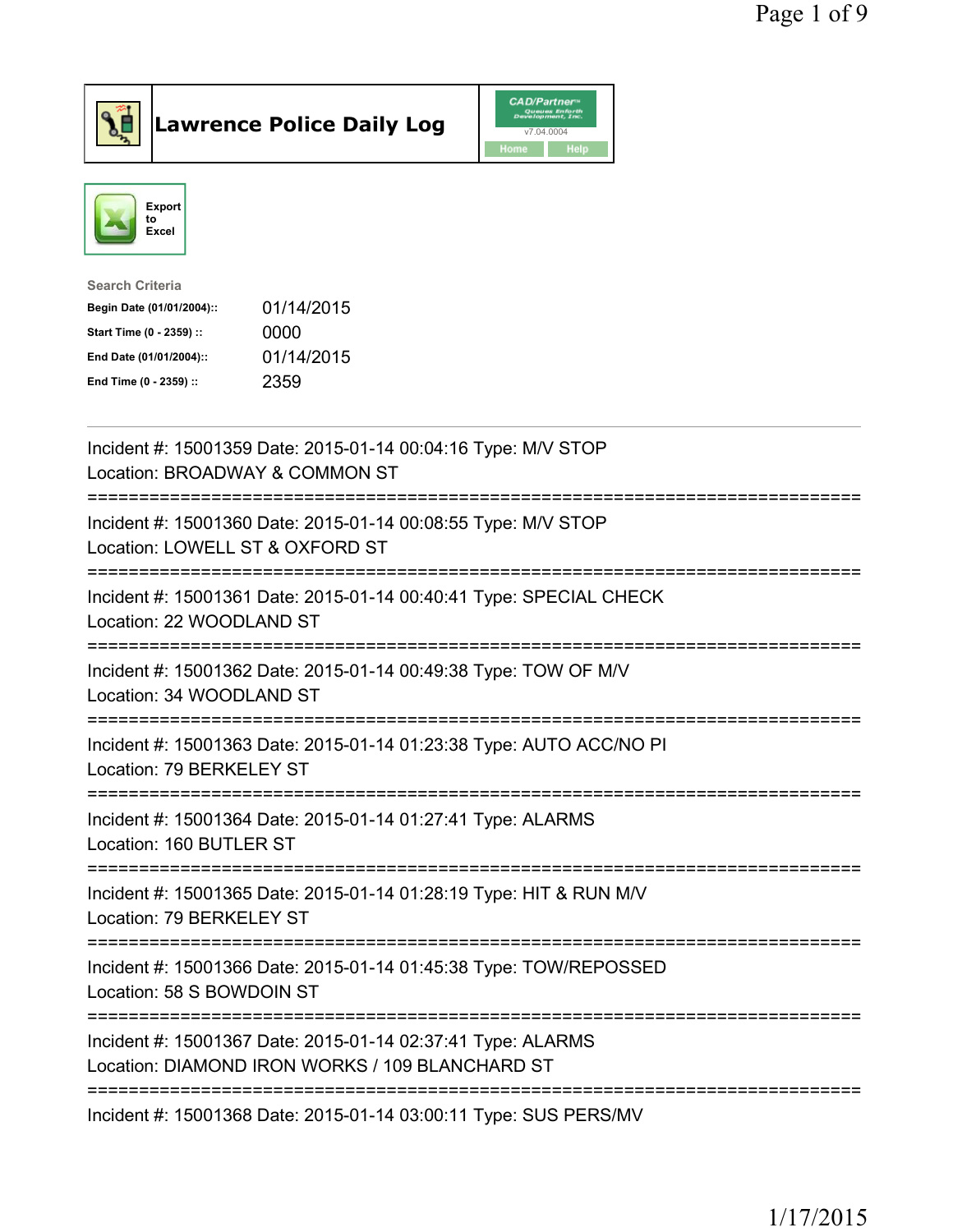# Lawrence Police Daily Log

Export to Excel

**Search Criteria**

| | |
|---|---|
| **Begin Date (01/01/2004)::** | 01/14/2015 |
| **Start Time (0 - 2359) ::** | 0000 |
| **End Date (01/01/2004)::** | 01/14/2015 |
| **End Time (0 - 2359) ::** | 2359 |

---

Incident #: 15001359 Date: 2015-01-14 00:04:16 Type: M/V STOP
Location: BROADWAY & COMMON ST

===========================================================================

Incident #: 15001360 Date: 2015-01-14 00:08:55 Type: M/V STOP
Location: LOWELL ST & OXFORD ST

===========================================================================

Incident #: 15001361 Date: 2015-01-14 00:40:41 Type: SPECIAL CHECK
Location: 22 WOODLAND ST

===========================================================================

Incident #: 15001362 Date: 2015-01-14 00:49:38 Type: TOW OF M/V
Location: 34 WOODLAND ST

===========================================================================

Incident #: 15001363 Date: 2015-01-14 01:23:38 Type: AUTO ACC/NO PI
Location: 79 BERKELEY ST

===========================================================================

Incident #: 15001364 Date: 2015-01-14 01:27:41 Type: ALARMS
Location: 160 BUTLER ST

===========================================================================

Incident #: 15001365 Date: 2015-01-14 01:28:19 Type: HIT & RUN M/V
Location: 79 BERKELEY ST

===========================================================================

Incident #: 15001366 Date: 2015-01-14 01:45:38 Type: TOW/REPOSSED
Location: 58 S BOWDOIN ST

===========================================================================

Incident #: 15001367 Date: 2015-01-14 02:37:41 Type: ALARMS
Location: DIAMOND IRON WORKS / 109 BLANCHARD ST

===========================================================================

Incident #: 15001368 Date: 2015-01-14 03:00:11 Type: SUS PERS/MV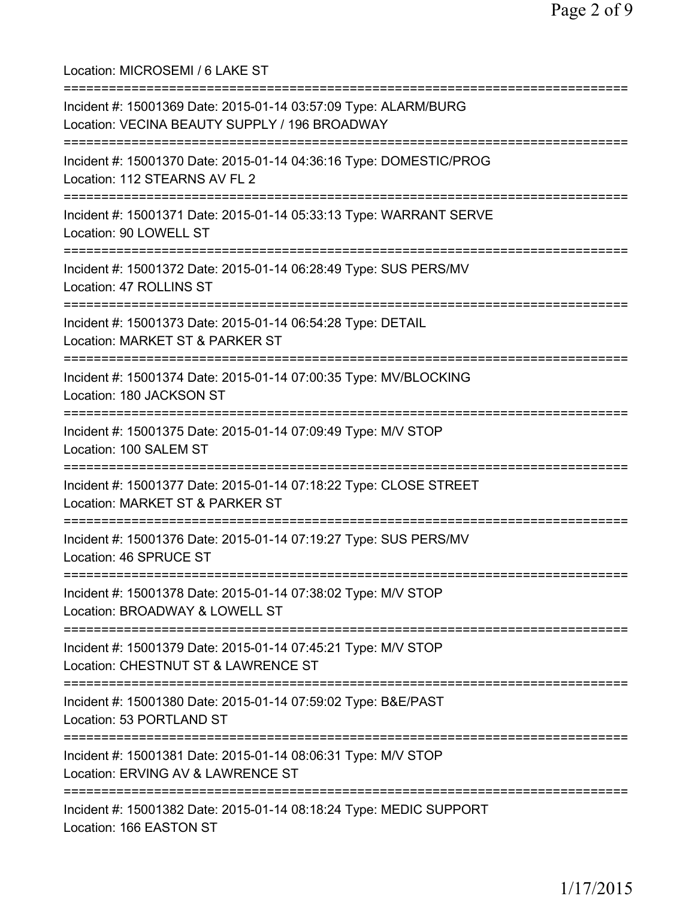Location: MICROSEMI / 6 LAKE ST

===========================================================================

Incident #: 15001369 Date: 2015-01-14 03:57:09 Type: ALARM/BURG
Location: VECINA BEAUTY SUPPLY / 196 BROADWAY

===========================================================================

Incident #: 15001370 Date: 2015-01-14 04:36:16 Type: DOMESTIC/PROG
Location: 112 STEARNS AV FL 2

===========================================================================

Incident #: 15001371 Date: 2015-01-14 05:33:13 Type: WARRANT SERVE
Location: 90 LOWELL ST

===========================================================================

Incident #: 15001372 Date: 2015-01-14 06:28:49 Type: SUS PERS/MV
Location: 47 ROLLINS ST

===========================================================================

Incident #: 15001373 Date: 2015-01-14 06:54:28 Type: DETAIL
Location: MARKET ST & PARKER ST

===========================================================================

Incident #: 15001374 Date: 2015-01-14 07:00:35 Type: MV/BLOCKING
Location: 180 JACKSON ST

===========================================================================

Incident #: 15001375 Date: 2015-01-14 07:09:49 Type: M/V STOP
Location: 100 SALEM ST

===========================================================================

Incident #: 15001377 Date: 2015-01-14 07:18:22 Type: CLOSE STREET
Location: MARKET ST & PARKER ST

===========================================================================

Incident #: 15001376 Date: 2015-01-14 07:19:27 Type: SUS PERS/MV
Location: 46 SPRUCE ST

===========================================================================

Incident #: 15001378 Date: 2015-01-14 07:38:02 Type: M/V STOP
Location: BROADWAY & LOWELL ST

===========================================================================

Incident #: 15001379 Date: 2015-01-14 07:45:21 Type: M/V STOP
Location: CHESTNUT ST & LAWRENCE ST

===========================================================================

Incident #: 15001380 Date: 2015-01-14 07:59:02 Type: B&E/PAST
Location: 53 PORTLAND ST

===========================================================================

Incident #: 15001381 Date: 2015-01-14 08:06:31 Type: M/V STOP
Location: ERVING AV & LAWRENCE ST

===========================================================================

Incident #: 15001382 Date: 2015-01-14 08:18:24 Type: MEDIC SUPPORT
Location: 166 EASTON ST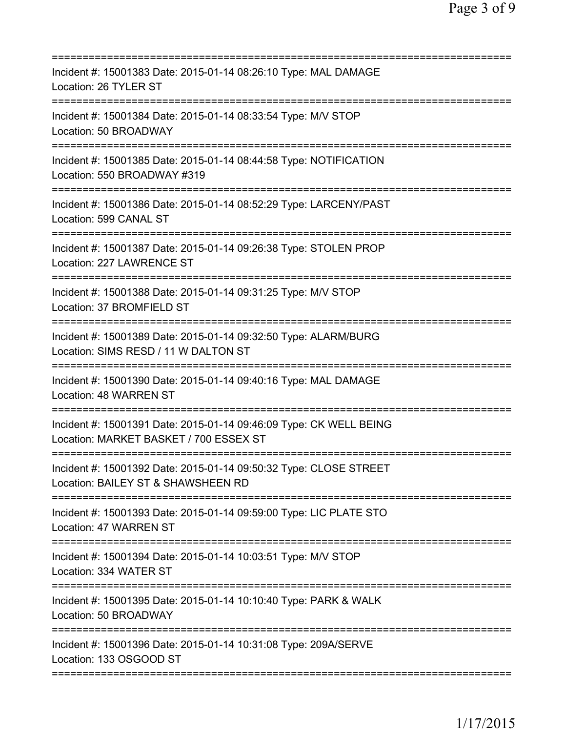===========================================================================
Incident #: 15001383 Date: 2015-01-14 08:26:10 Type: MAL DAMAGE
Location: 26 TYLER ST
===========================================================================
Incident #: 15001384 Date: 2015-01-14 08:33:54 Type: M/V STOP
Location: 50 BROADWAY
===========================================================================
Incident #: 15001385 Date: 2015-01-14 08:44:58 Type: NOTIFICATION
Location: 550 BROADWAY #319
===========================================================================
Incident #: 15001386 Date: 2015-01-14 08:52:29 Type: LARCENY/PAST
Location: 599 CANAL ST
===========================================================================
Incident #: 15001387 Date: 2015-01-14 09:26:38 Type: STOLEN PROP
Location: 227 LAWRENCE ST
===========================================================================
Incident #: 15001388 Date: 2015-01-14 09:31:25 Type: M/V STOP
Location: 37 BROMFIELD ST
===========================================================================
Incident #: 15001389 Date: 2015-01-14 09:32:50 Type: ALARM/BURG
Location: SIMS RESD / 11 W DALTON ST
===========================================================================
Incident #: 15001390 Date: 2015-01-14 09:40:16 Type: MAL DAMAGE
Location: 48 WARREN ST
===========================================================================
Incident #: 15001391 Date: 2015-01-14 09:46:09 Type: CK WELL BEING
Location: MARKET BASKET / 700 ESSEX ST
===========================================================================
Incident #: 15001392 Date: 2015-01-14 09:50:32 Type: CLOSE STREET
Location: BAILEY ST & SHAWSHEEN RD
===========================================================================
Incident #: 15001393 Date: 2015-01-14 09:59:00 Type: LIC PLATE STO
Location: 47 WARREN ST
===========================================================================
Incident #: 15001394 Date: 2015-01-14 10:03:51 Type: M/V STOP
Location: 334 WATER ST
===========================================================================
Incident #: 15001395 Date: 2015-01-14 10:10:40 Type: PARK & WALK
Location: 50 BROADWAY
===========================================================================
Incident #: 15001396 Date: 2015-01-14 10:31:08 Type: 209A/SERVE
Location: 133 OSGOOD ST
===========================================================================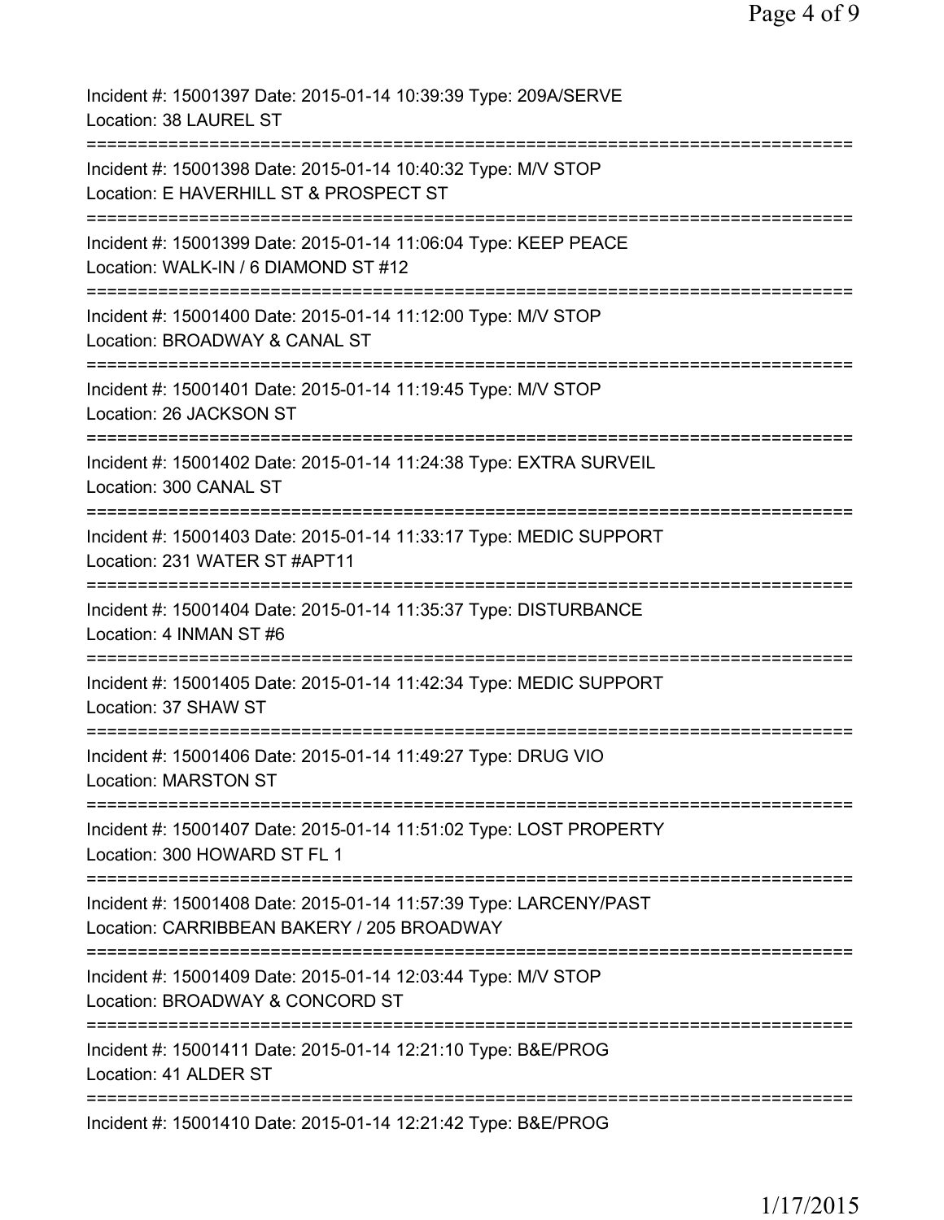Incident #: 15001397 Date: 2015-01-14 10:39:39 Type: 209A/SERVE
Location: 38 LAUREL ST

===========================================================================

Incident #: 15001398 Date: 2015-01-14 10:40:32 Type: M/V STOP
Location: E HAVERHILL ST & PROSPECT ST

===========================================================================

Incident #: 15001399 Date: 2015-01-14 11:06:04 Type: KEEP PEACE
Location: WALK-IN / 6 DIAMOND ST #12

===========================================================================

Incident #: 15001400 Date: 2015-01-14 11:12:00 Type: M/V STOP
Location: BROADWAY & CANAL ST

===========================================================================

Incident #: 15001401 Date: 2015-01-14 11:19:45 Type: M/V STOP
Location: 26 JACKSON ST

===========================================================================

Incident #: 15001402 Date: 2015-01-14 11:24:38 Type: EXTRA SURVEIL
Location: 300 CANAL ST

===========================================================================

Incident #: 15001403 Date: 2015-01-14 11:33:17 Type: MEDIC SUPPORT
Location: 231 WATER ST #APT11

===========================================================================

Incident #: 15001404 Date: 2015-01-14 11:35:37 Type: DISTURBANCE
Location: 4 INMAN ST #6

===========================================================================

Incident #: 15001405 Date: 2015-01-14 11:42:34 Type: MEDIC SUPPORT
Location: 37 SHAW ST

===========================================================================

Incident #: 15001406 Date: 2015-01-14 11:49:27 Type: DRUG VIO
Location: MARSTON ST

===========================================================================

Incident #: 15001407 Date: 2015-01-14 11:51:02 Type: LOST PROPERTY
Location: 300 HOWARD ST FL 1

===========================================================================

Incident #: 15001408 Date: 2015-01-14 11:57:39 Type: LARCENY/PAST
Location: CARRIBBEAN BAKERY / 205 BROADWAY

===========================================================================

Incident #: 15001409 Date: 2015-01-14 12:03:44 Type: M/V STOP
Location: BROADWAY & CONCORD ST

===========================================================================

Incident #: 15001411 Date: 2015-01-14 12:21:10 Type: B&E/PROG
Location: 41 ALDER ST

===========================================================================

Incident #: 15001410 Date: 2015-01-14 12:21:42 Type: B&E/PROG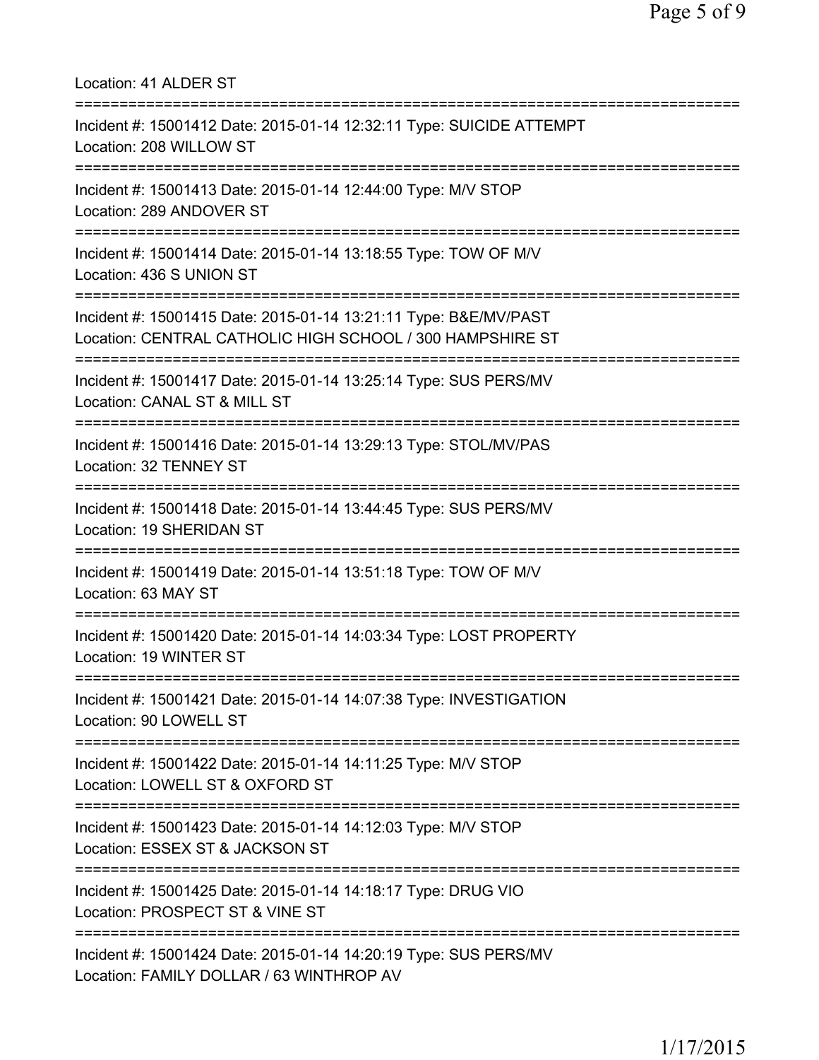Location: 41 ALDER ST

===========================================================================

Incident #: 15001412 Date: 2015-01-14 12:32:11 Type: SUICIDE ATTEMPT
Location: 208 WILLOW ST

===========================================================================

Incident #: 15001413 Date: 2015-01-14 12:44:00 Type: M/V STOP
Location: 289 ANDOVER ST

===========================================================================

Incident #: 15001414 Date: 2015-01-14 13:18:55 Type: TOW OF M/V
Location: 436 S UNION ST

===========================================================================

Incident #: 15001415 Date: 2015-01-14 13:21:11 Type: B&E/MV/PAST
Location: CENTRAL CATHOLIC HIGH SCHOOL / 300 HAMPSHIRE ST

===========================================================================

Incident #: 15001417 Date: 2015-01-14 13:25:14 Type: SUS PERS/MV
Location: CANAL ST & MILL ST

===========================================================================

Incident #: 15001416 Date: 2015-01-14 13:29:13 Type: STOL/MV/PAS
Location: 32 TENNEY ST

===========================================================================

Incident #: 15001418 Date: 2015-01-14 13:44:45 Type: SUS PERS/MV
Location: 19 SHERIDAN ST

===========================================================================

Incident #: 15001419 Date: 2015-01-14 13:51:18 Type: TOW OF M/V
Location: 63 MAY ST

===========================================================================

Incident #: 15001420 Date: 2015-01-14 14:03:34 Type: LOST PROPERTY
Location: 19 WINTER ST

===========================================================================

Incident #: 15001421 Date: 2015-01-14 14:07:38 Type: INVESTIGATION
Location: 90 LOWELL ST

===========================================================================

Incident #: 15001422 Date: 2015-01-14 14:11:25 Type: M/V STOP
Location: LOWELL ST & OXFORD ST

===========================================================================

Incident #: 15001423 Date: 2015-01-14 14:12:03 Type: M/V STOP
Location: ESSEX ST & JACKSON ST

===========================================================================

Incident #: 15001425 Date: 2015-01-14 14:18:17 Type: DRUG VIO
Location: PROSPECT ST & VINE ST

===========================================================================

Incident #: 15001424 Date: 2015-01-14 14:20:19 Type: SUS PERS/MV
Location: FAMILY DOLLAR / 63 WINTHROP AV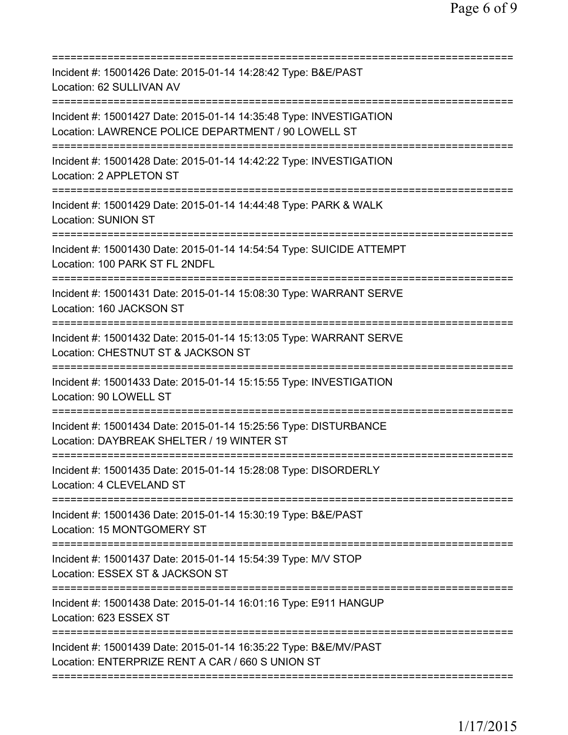===========================================================================
Incident #: 15001426 Date: 2015-01-14 14:28:42 Type: B&E/PAST
Location: 62 SULLIVAN AV
===========================================================================
Incident #: 15001427 Date: 2015-01-14 14:35:48 Type: INVESTIGATION
Location: LAWRENCE POLICE DEPARTMENT / 90 LOWELL ST
===========================================================================
Incident #: 15001428 Date: 2015-01-14 14:42:22 Type: INVESTIGATION
Location: 2 APPLETON ST
===========================================================================
Incident #: 15001429 Date: 2015-01-14 14:44:48 Type: PARK & WALK
Location: SUNION ST
===========================================================================
Incident #: 15001430 Date: 2015-01-14 14:54:54 Type: SUICIDE ATTEMPT
Location: 100 PARK ST FL 2NDFL
===========================================================================
Incident #: 15001431 Date: 2015-01-14 15:08:30 Type: WARRANT SERVE
Location: 160 JACKSON ST
===========================================================================
Incident #: 15001432 Date: 2015-01-14 15:13:05 Type: WARRANT SERVE
Location: CHESTNUT ST & JACKSON ST
===========================================================================
Incident #: 15001433 Date: 2015-01-14 15:15:55 Type: INVESTIGATION
Location: 90 LOWELL ST
===========================================================================
Incident #: 15001434 Date: 2015-01-14 15:25:56 Type: DISTURBANCE
Location: DAYBREAK SHELTER / 19 WINTER ST
===========================================================================
Incident #: 15001435 Date: 2015-01-14 15:28:08 Type: DISORDERLY
Location: 4 CLEVELAND ST
===========================================================================
Incident #: 15001436 Date: 2015-01-14 15:30:19 Type: B&E/PAST
Location: 15 MONTGOMERY ST
===========================================================================
Incident #: 15001437 Date: 2015-01-14 15:54:39 Type: M/V STOP
Location: ESSEX ST & JACKSON ST
===========================================================================
Incident #: 15001438 Date: 2015-01-14 16:01:16 Type: E911 HANGUP
Location: 623 ESSEX ST
===========================================================================
Incident #: 15001439 Date: 2015-01-14 16:35:22 Type: B&E/MV/PAST
Location: ENTERPRIZE RENT A CAR / 660 S UNION ST
===========================================================================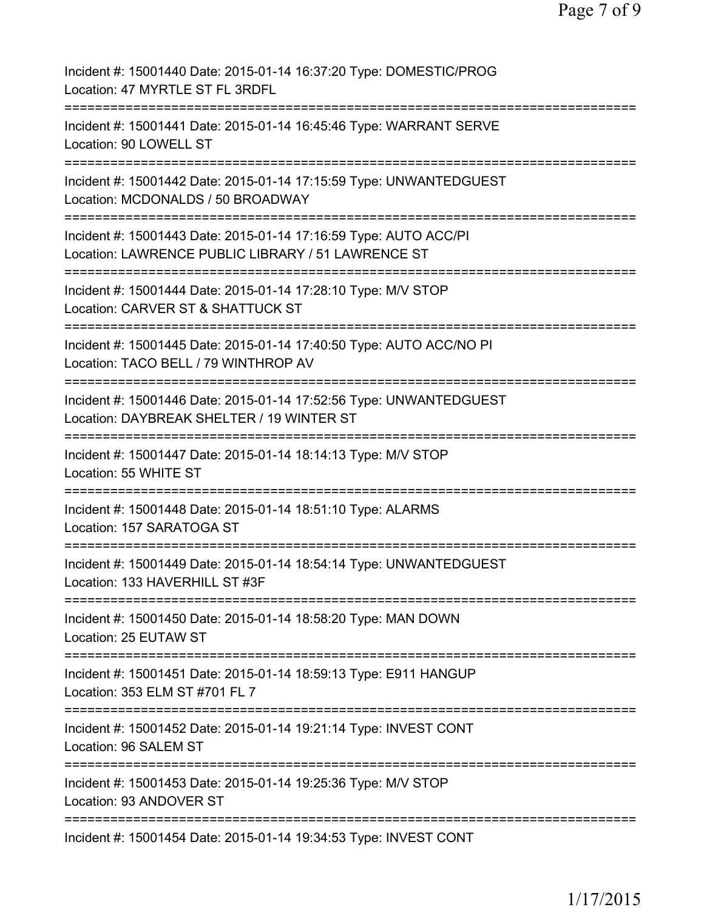Incident #: 15001440 Date: 2015-01-14 16:37:20 Type: DOMESTIC/PROG
Location: 47 MYRTLE ST FL 3RDFL

===========================================================================

Incident #: 15001441 Date: 2015-01-14 16:45:46 Type: WARRANT SERVE
Location: 90 LOWELL ST

===========================================================================

Incident #: 15001442 Date: 2015-01-14 17:15:59 Type: UNWANTEDGUEST
Location: MCDONALDS / 50 BROADWAY

===========================================================================

Incident #: 15001443 Date: 2015-01-14 17:16:59 Type: AUTO ACC/PI
Location: LAWRENCE PUBLIC LIBRARY / 51 LAWRENCE ST

===========================================================================

Incident #: 15001444 Date: 2015-01-14 17:28:10 Type: M/V STOP
Location: CARVER ST & SHATTUCK ST

===========================================================================

Incident #: 15001445 Date: 2015-01-14 17:40:50 Type: AUTO ACC/NO PI
Location: TACO BELL / 79 WINTHROP AV

===========================================================================

Incident #: 15001446 Date: 2015-01-14 17:52:56 Type: UNWANTEDGUEST
Location: DAYBREAK SHELTER / 19 WINTER ST

===========================================================================

Incident #: 15001447 Date: 2015-01-14 18:14:13 Type: M/V STOP
Location: 55 WHITE ST

===========================================================================

Incident #: 15001448 Date: 2015-01-14 18:51:10 Type: ALARMS
Location: 157 SARATOGA ST

===========================================================================

Incident #: 15001449 Date: 2015-01-14 18:54:14 Type: UNWANTEDGUEST
Location: 133 HAVERHILL ST #3F

===========================================================================

Incident #: 15001450 Date: 2015-01-14 18:58:20 Type: MAN DOWN
Location: 25 EUTAW ST

===========================================================================

Incident #: 15001451 Date: 2015-01-14 18:59:13 Type: E911 HANGUP
Location: 353 ELM ST #701 FL 7

===========================================================================

Incident #: 15001452 Date: 2015-01-14 19:21:14 Type: INVEST CONT
Location: 96 SALEM ST

===========================================================================

Incident #: 15001453 Date: 2015-01-14 19:25:36 Type: M/V STOP
Location: 93 ANDOVER ST

===========================================================================

Incident #: 15001454 Date: 2015-01-14 19:34:53 Type: INVEST CONT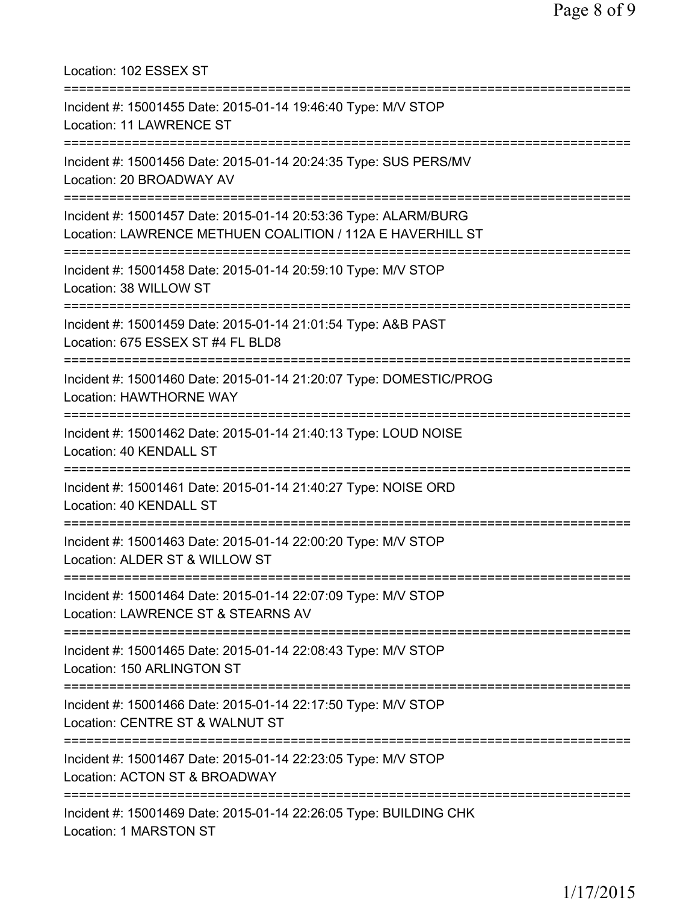Location: 102 ESSEX ST

===========================================================================

Incident #: 15001455 Date: 2015-01-14 19:46:40 Type: M/V STOP
Location: 11 LAWRENCE ST

===========================================================================

Incident #: 15001456 Date: 2015-01-14 20:24:35 Type: SUS PERS/MV
Location: 20 BROADWAY AV

===========================================================================

Incident #: 15001457 Date: 2015-01-14 20:53:36 Type: ALARM/BURG
Location: LAWRENCE METHUEN COALITION / 112A E HAVERHILL ST

===========================================================================

Incident #: 15001458 Date: 2015-01-14 20:59:10 Type: M/V STOP
Location: 38 WILLOW ST

===========================================================================

Incident #: 15001459 Date: 2015-01-14 21:01:54 Type: A&B PAST
Location: 675 ESSEX ST #4 FL BLD8

===========================================================================

Incident #: 15001460 Date: 2015-01-14 21:20:07 Type: DOMESTIC/PROG
Location: HAWTHORNE WAY

===========================================================================

Incident #: 15001462 Date: 2015-01-14 21:40:13 Type: LOUD NOISE
Location: 40 KENDALL ST

===========================================================================

Incident #: 15001461 Date: 2015-01-14 21:40:27 Type: NOISE ORD
Location: 40 KENDALL ST

===========================================================================

Incident #: 15001463 Date: 2015-01-14 22:00:20 Type: M/V STOP
Location: ALDER ST & WILLOW ST

===========================================================================

Incident #: 15001464 Date: 2015-01-14 22:07:09 Type: M/V STOP
Location: LAWRENCE ST & STEARNS AV

===========================================================================

Incident #: 15001465 Date: 2015-01-14 22:08:43 Type: M/V STOP
Location: 150 ARLINGTON ST

===========================================================================

Incident #: 15001466 Date: 2015-01-14 22:17:50 Type: M/V STOP
Location: CENTRE ST & WALNUT ST

===========================================================================

Incident #: 15001467 Date: 2015-01-14 22:23:05 Type: M/V STOP
Location: ACTON ST & BROADWAY

===========================================================================

Incident #: 15001469 Date: 2015-01-14 22:26:05 Type: BUILDING CHK
Location: 1 MARSTON ST

1/17/2015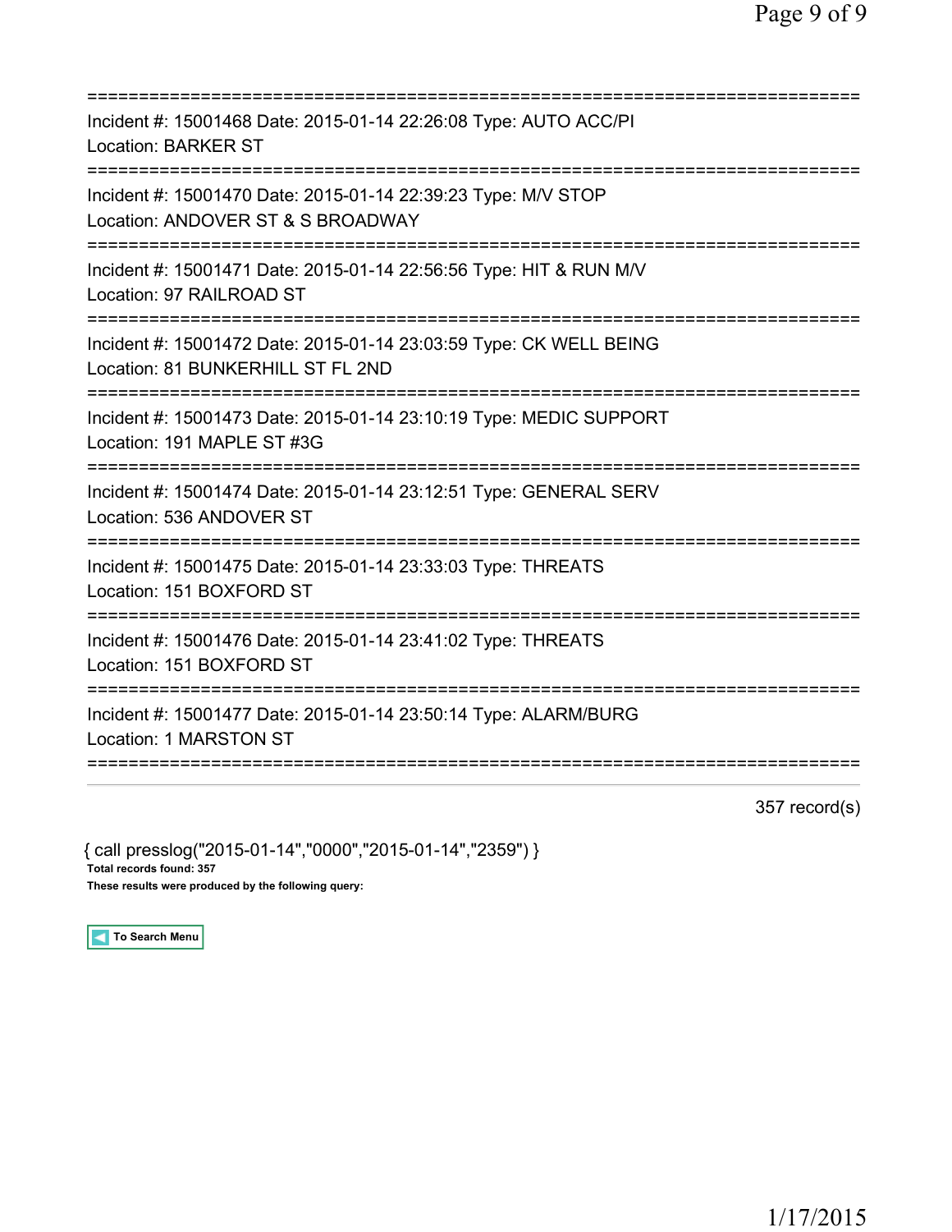Incident #: 15001468 Date: 2015-01-14 22:26:08 Type: AUTO ACC/PI
Location: BARKER ST

Incident #: 15001470 Date: 2015-01-14 22:39:23 Type: M/V STOP
Location: ANDOVER ST & S BROADWAY

Incident #: 15001471 Date: 2015-01-14 22:56:56 Type: HIT & RUN M/V
Location: 97 RAILROAD ST

Incident #: 15001472 Date: 2015-01-14 23:03:59 Type: CK WELL BEING
Location: 81 BUNKERHILL ST FL 2ND

Incident #: 15001473 Date: 2015-01-14 23:10:19 Type: MEDIC SUPPORT
Location: 191 MAPLE ST #3G

Incident #: 15001474 Date: 2015-01-14 23:12:51 Type: GENERAL SERV
Location: 536 ANDOVER ST

Incident #: 15001475 Date: 2015-01-14 23:33:03 Type: THREATS
Location: 151 BOXFORD ST

Incident #: 15001476 Date: 2015-01-14 23:41:02 Type: THREATS
Location: 151 BOXFORD ST

Incident #: 15001477 Date: 2015-01-14 23:50:14 Type: ALARM/BURG
Location: 1 MARSTON ST

357 record(s)

{ call presslog("2015-01-14","0000","2015-01-14","2359") }

**Total records found: 357**

**These results were produced by the following query:**

To Search Menu